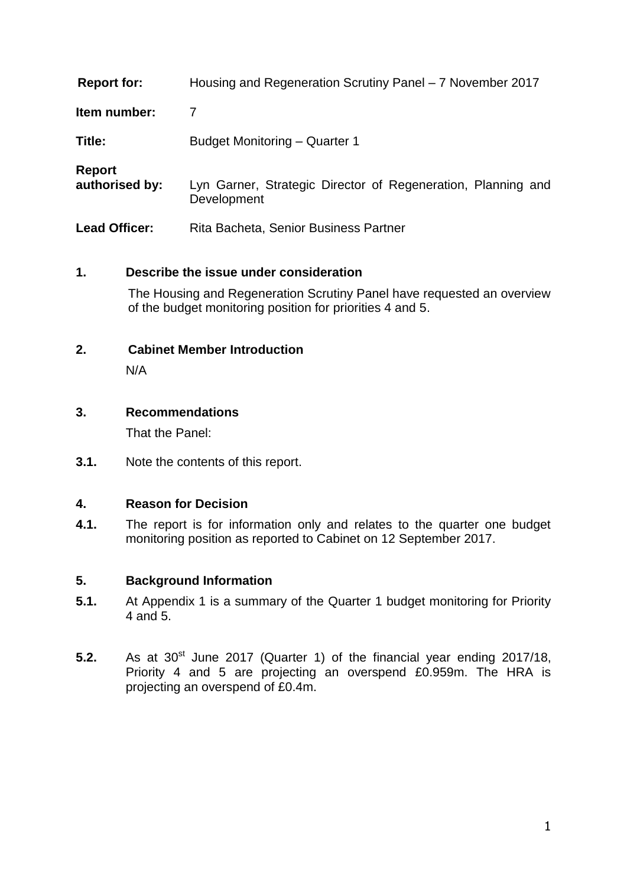**Report for:** Housing and Regeneration Scrutiny Panel – 7 November 2017

**Item number:** 7

**Title:** Budget Monitoring – Quarter 1

**Report authorised by:** Lyn Garner, Strategic Director of Regeneration, Planning and Development

**Lead Officer:** Rita Bacheta, Senior Business Partner

## 1. Describe the issue under consideration

The Housing and Regeneration Scrutiny Panel have requested an overview of the budget monitoring position for priorities 4 and 5.

## 2. Cabinet Member Introduction

N/A

## 3. Recommendations

That the Panel:

**3.1.** Note the contents of this report.

## 4. Reason for Decision

**4.1.** The report is for information only and relates to the quarter one budget monitoring position as reported to Cabinet on 12 September 2017.

## 5. Background Information

**5.1.** At Appendix 1 is a summary of the Quarter 1 budget monitoring for Priority 4 and 5.

**5.2.** As at 30st June 2017 (Quarter 1) of the financial year ending 2017/18, Priority 4 and 5 are projecting an overspend £0.959m. The HRA is projecting an overspend of £0.4m.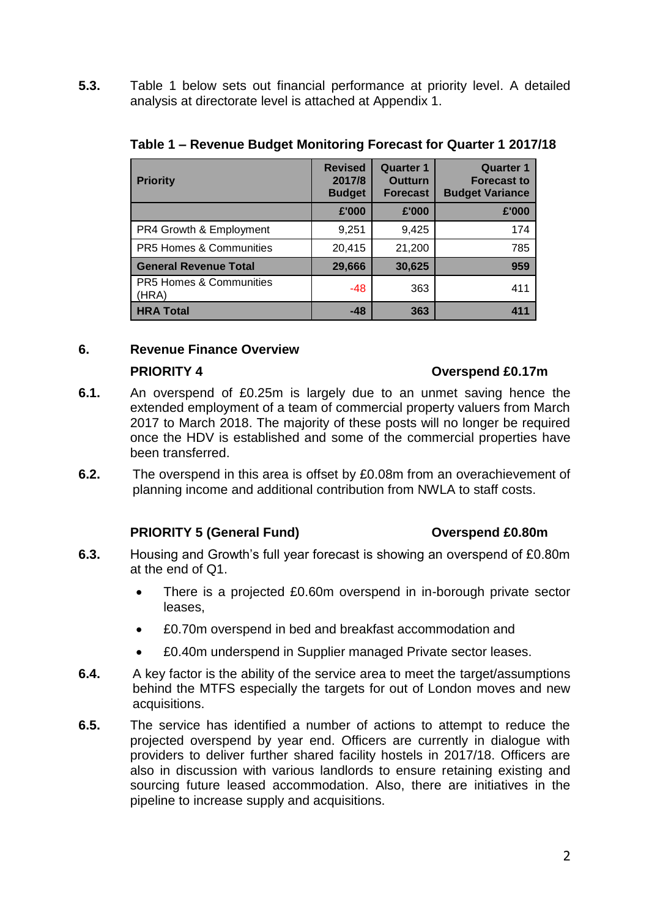**5.3.** Table 1 below sets out financial performance at priority level. A detailed analysis at directorate level is attached at Appendix 1.

**Table 1 – Revenue Budget Monitoring Forecast for Quarter 1 2017/18**

| Priority | Revised 2017/8 Budget | Quarter 1 Outturn Forecast | Quarter 1 Forecast to Budget Variance |
|---|---|---|---|
| | £'000 | £'000 | £'000 |
| PR4 Growth & Employment | 9,251 | 9,425 | 174 |
| PR5 Homes & Communities | 20,415 | 21,200 | 785 |
| **General Revenue Total** | **29,666** | **30,625** | **959** |
| PR5 Homes & Communities (HRA) | -48 | 363 | 411 |
| **HRA Total** | **-48** | **363** | **411** |

## 6. Revenue Finance Overview

**PRIORITY 4 — Overspend £0.17m**

**6.1.** An overspend of £0.25m is largely due to an unmet saving hence the extended employment of a team of commercial property valuers from March 2017 to March 2018. The majority of these posts will no longer be required once the HDV is established and some of the commercial properties have been transferred.

**6.2.** The overspend in this area is offset by £0.08m from an overachievement of planning income and additional contribution from NWLA to staff costs.

**PRIORITY 5 (General Fund) — Overspend £0.80m**

**6.3.** Housing and Growth's full year forecast is showing an overspend of £0.80m at the end of Q1.

- There is a projected £0.60m overspend in in-borough private sector leases,
- £0.70m overspend in bed and breakfast accommodation and
- £0.40m underspend in Supplier managed Private sector leases.

**6.4.** A key factor is the ability of the service area to meet the target/assumptions behind the MTFS especially the targets for out of London moves and new acquisitions.

**6.5.** The service has identified a number of actions to attempt to reduce the projected overspend by year end. Officers are currently in dialogue with providers to deliver further shared facility hostels in 2017/18. Officers are also in discussion with various landlords to ensure retaining existing and sourcing future leased accommodation. Also, there are initiatives in the pipeline to increase supply and acquisitions.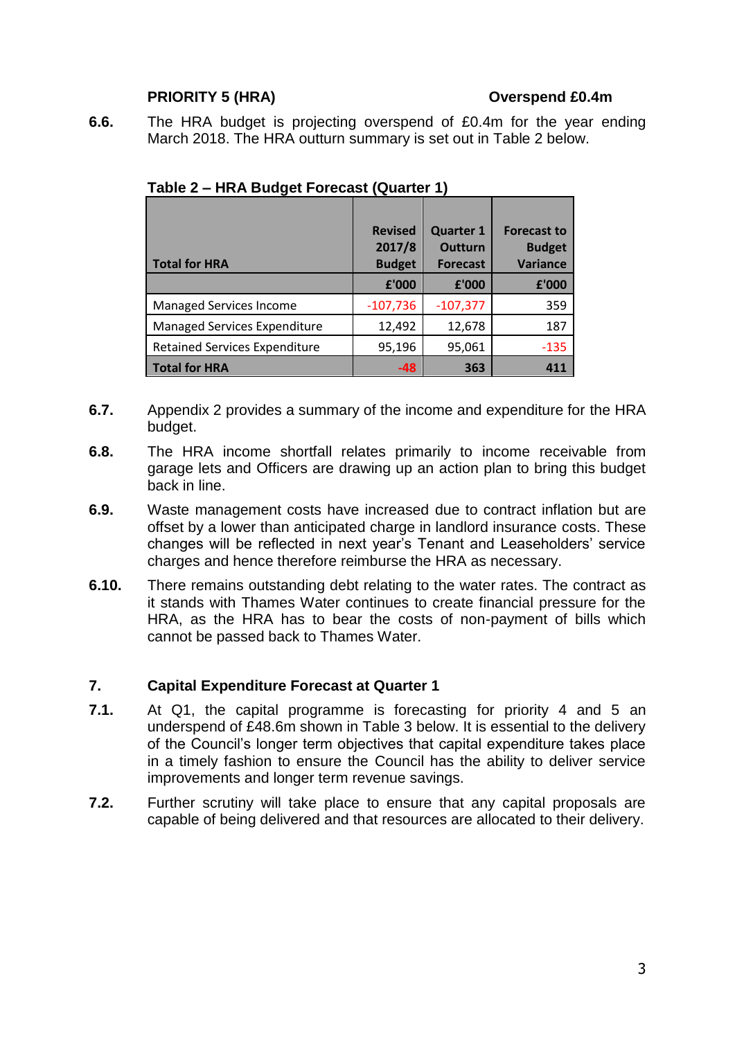**PRIORITY 5 (HRA)** **Overspend £0.4m**

**6.6.** The HRA budget is projecting overspend of £0.4m for the year ending March 2018. The HRA outturn summary is set out in Table 2 below.

**Table 2 – HRA Budget Forecast (Quarter 1)**

| Total for HRA | Revised 2017/8 Budget | Quarter 1 Outturn Forecast | Forecast to Budget Variance |
|---|---|---|---|
| | £'000 | £'000 | £'000 |
| Managed Services Income | -107,736 | -107,377 | 359 |
| Managed Services Expenditure | 12,492 | 12,678 | 187 |
| Retained Services Expenditure | 95,196 | 95,061 | -135 |
| **Total for HRA** | **-48** | **363** | **411** |

**6.7.** Appendix 2 provides a summary of the income and expenditure for the HRA budget.

**6.8.** The HRA income shortfall relates primarily to income receivable from garage lets and Officers are drawing up an action plan to bring this budget back in line.

**6.9.** Waste management costs have increased due to contract inflation but are offset by a lower than anticipated charge in landlord insurance costs. These changes will be reflected in next year's Tenant and Leaseholders' service charges and hence therefore reimburse the HRA as necessary.

**6.10.** There remains outstanding debt relating to the water rates. The contract as it stands with Thames Water continues to create financial pressure for the HRA, as the HRA has to bear the costs of non-payment of bills which cannot be passed back to Thames Water.

## 7. Capital Expenditure Forecast at Quarter 1

**7.1.** At Q1, the capital programme is forecasting for priority 4 and 5 an underspend of £48.6m shown in Table 3 below. It is essential to the delivery of the Council's longer term objectives that capital expenditure takes place in a timely fashion to ensure the Council has the ability to deliver service improvements and longer term revenue savings.

**7.2.** Further scrutiny will take place to ensure that any capital proposals are capable of being delivered and that resources are allocated to their delivery.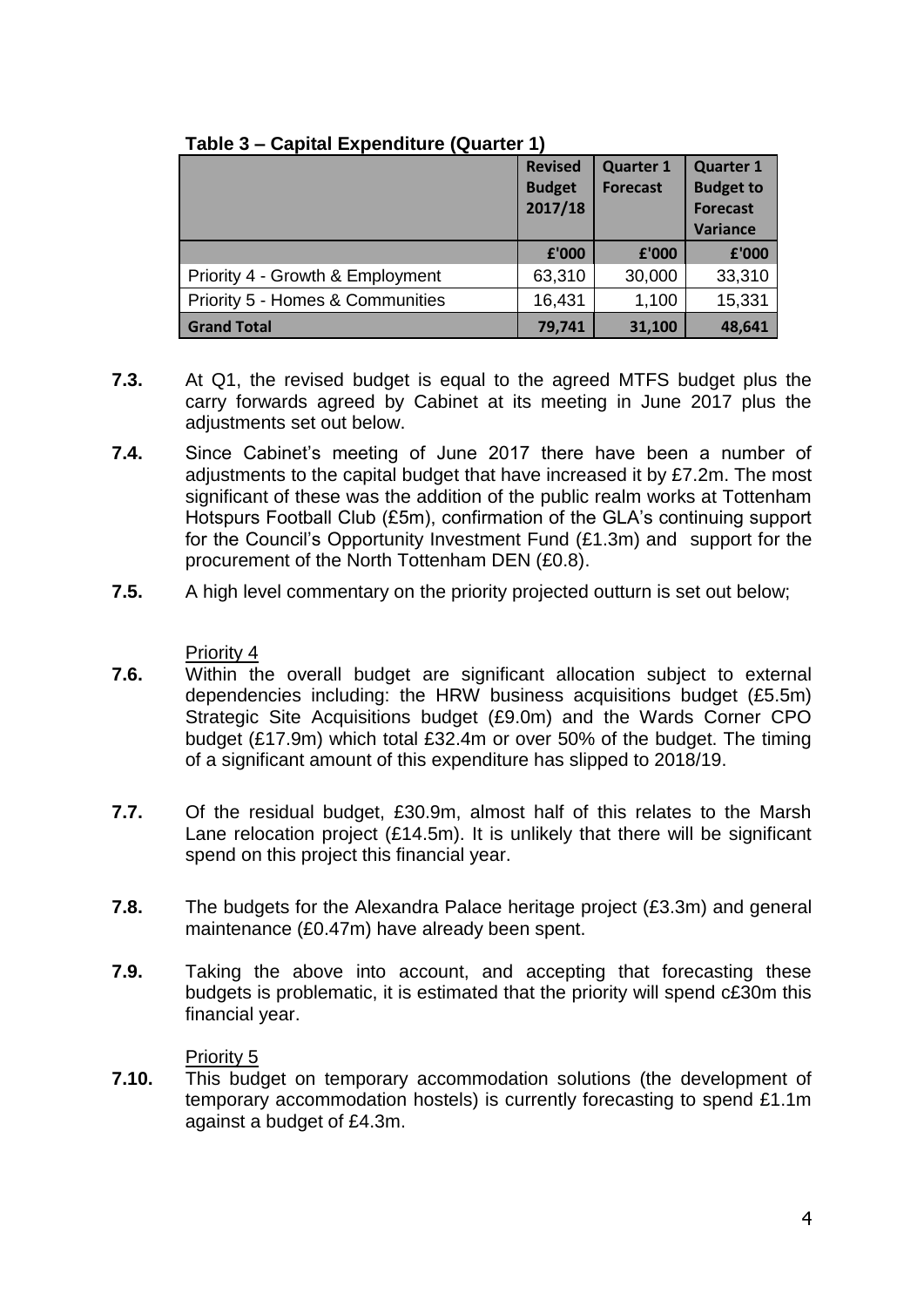**Table 3 – Capital Expenditure (Quarter 1)**

| | Revised Budget 2017/18 | Quarter 1 Forecast | Quarter 1 Budget to Forecast Variance |
|---|---|---|---|
| | £'000 | £'000 | £'000 |
| Priority 4 - Growth & Employment | 63,310 | 30,000 | 33,310 |
| Priority 5 - Homes & Communities | 16,431 | 1,100 | 15,331 |
| **Grand Total** | **79,741** | **31,100** | **48,641** |

**7.3.** At Q1, the revised budget is equal to the agreed MTFS budget plus the carry forwards agreed by Cabinet at its meeting in June 2017 plus the adjustments set out below.

**7.4.** Since Cabinet's meeting of June 2017 there have been a number of adjustments to the capital budget that have increased it by £7.2m. The most significant of these was the addition of the public realm works at Tottenham Hotspurs Football Club (£5m), confirmation of the GLA's continuing support for the Council's Opportunity Investment Fund (£1.3m) and support for the procurement of the North Tottenham DEN (£0.8).

**7.5.** A high level commentary on the priority projected outturn is set out below;

Priority 4

**7.6.** Within the overall budget are significant allocation subject to external dependencies including: the HRW business acquisitions budget (£5.5m) Strategic Site Acquisitions budget (£9.0m) and the Wards Corner CPO budget (£17.9m) which total £32.4m or over 50% of the budget. The timing of a significant amount of this expenditure has slipped to 2018/19.

**7.7.** Of the residual budget, £30.9m, almost half of this relates to the Marsh Lane relocation project (£14.5m). It is unlikely that there will be significant spend on this project this financial year.

**7.8.** The budgets for the Alexandra Palace heritage project (£3.3m) and general maintenance (£0.47m) have already been spent.

**7.9.** Taking the above into account, and accepting that forecasting these budgets is problematic, it is estimated that the priority will spend c£30m this financial year.

Priority 5

**7.10.** This budget on temporary accommodation solutions (the development of temporary accommodation hostels) is currently forecasting to spend £1.1m against a budget of £4.3m.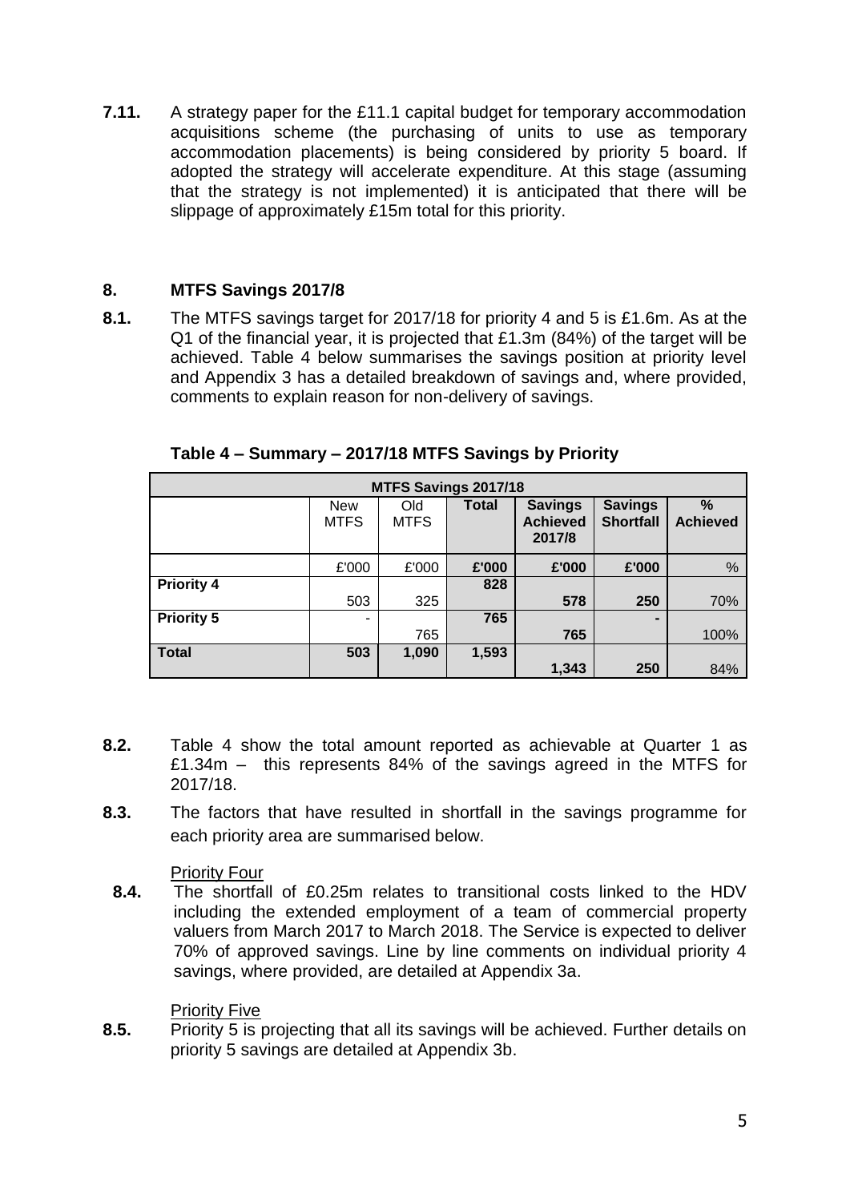**7.11.** A strategy paper for the £11.1 capital budget for temporary accommodation acquisitions scheme (the purchasing of units to use as temporary accommodation placements) is being considered by priority 5 board. If adopted the strategy will accelerate expenditure. At this stage (assuming that the strategy is not implemented) it is anticipated that there will be slippage of approximately £15m total for this priority.

## 8. MTFS Savings 2017/8

**8.1.** The MTFS savings target for 2017/18 for priority 4 and 5 is £1.6m. As at the Q1 of the financial year, it is projected that £1.3m (84%) of the target will be achieved. Table 4 below summarises the savings position at priority level and Appendix 3 has a detailed breakdown of savings and, where provided, comments to explain reason for non-delivery of savings.

**Table 4 – Summary – 2017/18 MTFS Savings by Priority**

| MTFS Savings 2017/18 | | | | | | |
|---|---|---|---|---|---|---|
| | New MTFS | Old MTFS | **Total** | **Savings Achieved 2017/8** | **Savings Shortfall** | **% Achieved** |
| | £'000 | £'000 | **£'000** | **£'000** | **£'000** | % |
| **Priority 4** | 503 | 325 | **828** | **578** | **250** | 70% |
| **Priority 5** | - | 765 | **765** | **765** | **-** | 100% |
| **Total** | **503** | **1,090** | **1,593** | **1,343** | **250** | 84% |

**8.2.** Table 4 show the total amount reported as achievable at Quarter 1 as £1.34m – this represents 84% of the savings agreed in the MTFS for 2017/18.

**8.3.** The factors that have resulted in shortfall in the savings programme for each priority area are summarised below.

Priority Four

**8.4.** The shortfall of £0.25m relates to transitional costs linked to the HDV including the extended employment of a team of commercial property valuers from March 2017 to March 2018. The Service is expected to deliver 70% of approved savings. Line by line comments on individual priority 4 savings, where provided, are detailed at Appendix 3a.

Priority Five

**8.5.** Priority 5 is projecting that all its savings will be achieved. Further details on priority 5 savings are detailed at Appendix 3b.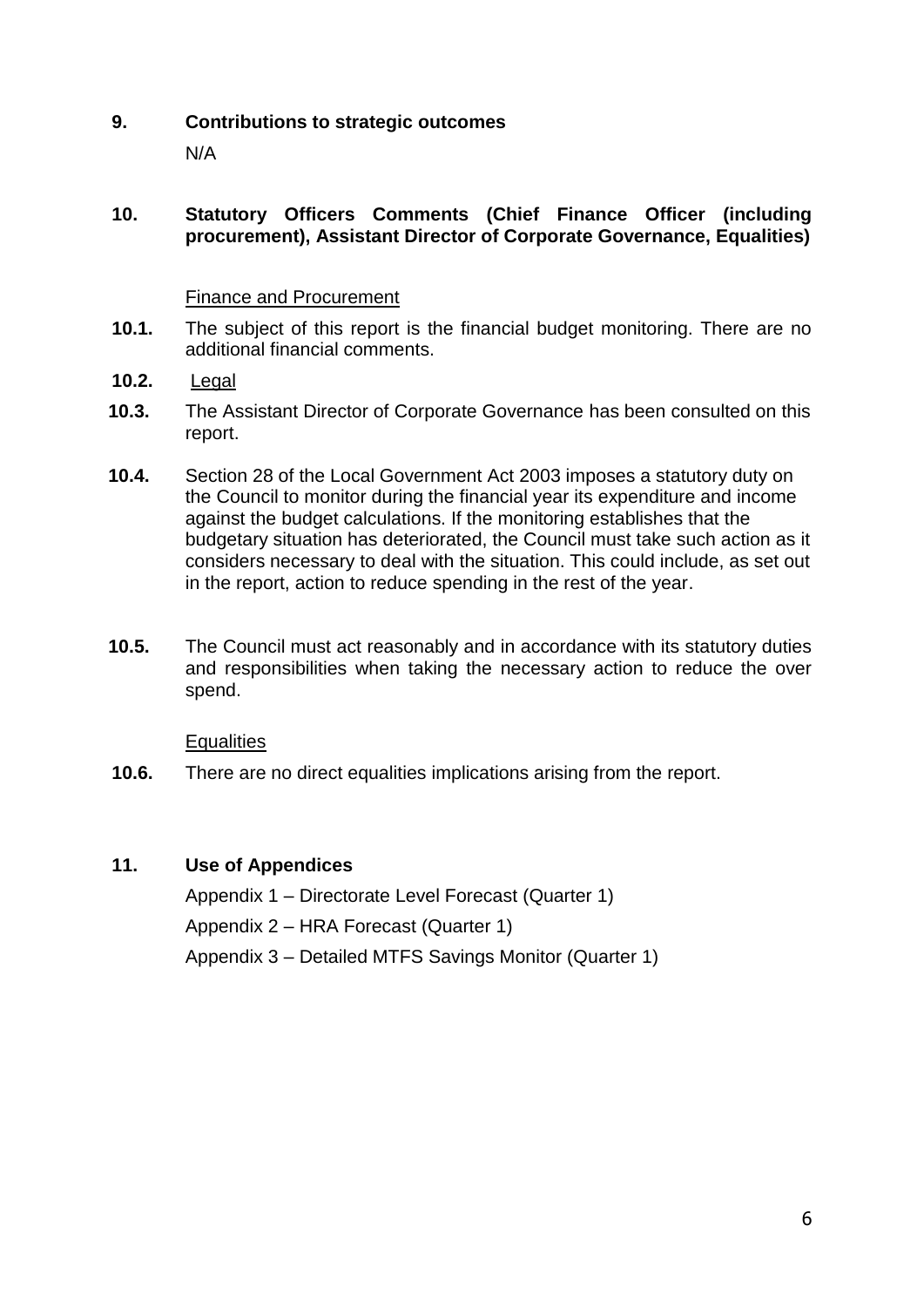## 9. Contributions to strategic outcomes

N/A

## 10. Statutory Officers Comments (Chief Finance Officer (including procurement), Assistant Director of Corporate Governance, Equalities)

Finance and Procurement

**10.1.** The subject of this report is the financial budget monitoring. There are no additional financial comments.

**10.2.** Legal

**10.3.** The Assistant Director of Corporate Governance has been consulted on this report.

**10.4.** Section 28 of the Local Government Act 2003 imposes a statutory duty on the Council to monitor during the financial year its expenditure and income against the budget calculations. If the monitoring establishes that the budgetary situation has deteriorated, the Council must take such action as it considers necessary to deal with the situation. This could include, as set out in the report, action to reduce spending in the rest of the year.

**10.5.** The Council must act reasonably and in accordance with its statutory duties and responsibilities when taking the necessary action to reduce the over spend.

Equalities

**10.6.** There are no direct equalities implications arising from the report.

## 11. Use of Appendices

Appendix 1 – Directorate Level Forecast (Quarter 1)

Appendix 2 – HRA Forecast (Quarter 1)

Appendix 3 – Detailed MTFS Savings Monitor (Quarter 1)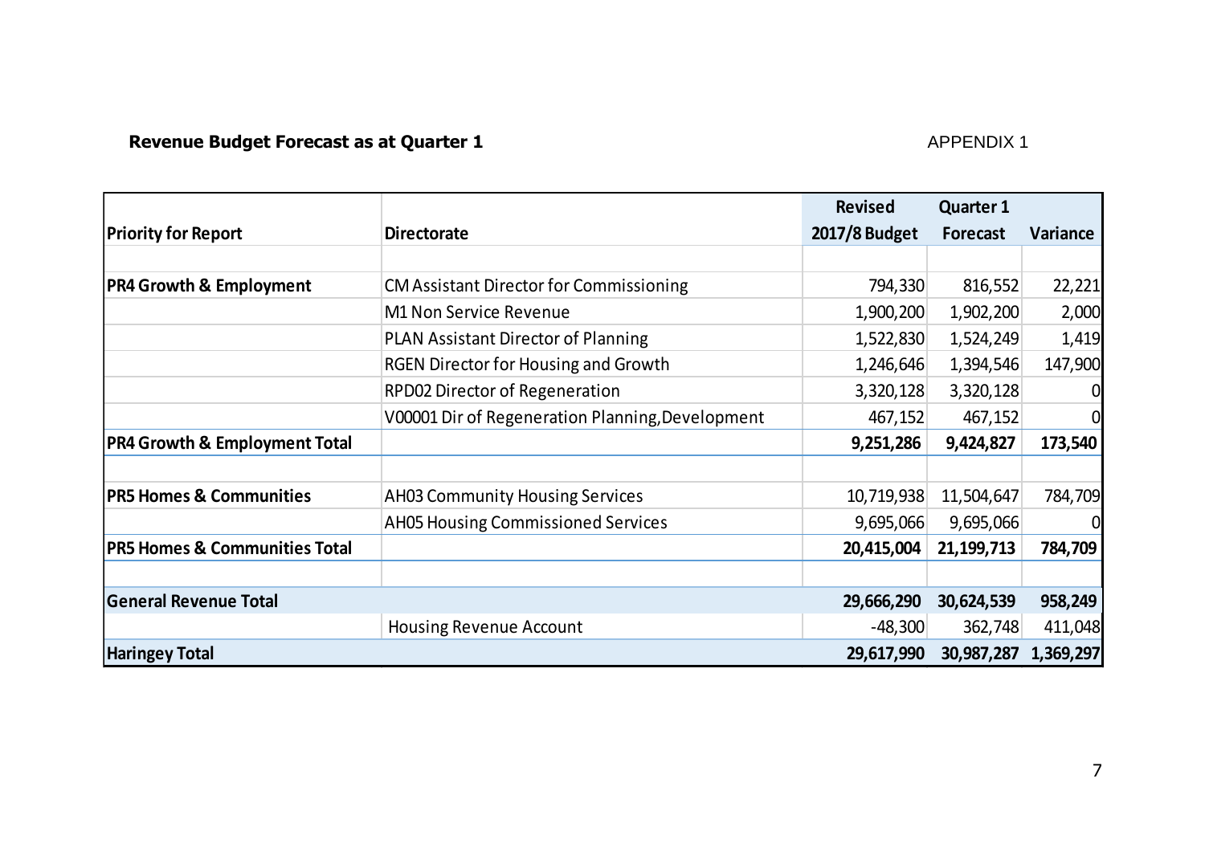**Revenue Budget Forecast as at Quarter 1**

APPENDIX 1

| Priority for Report | Directorate | Revised 2017/8 Budget | Quarter 1 Forecast | Variance |
|---|---|---|---|---|
| | | | | |
| **PR4 Growth & Employment** | CM Assistant Director for Commissioning | 794,330 | 816,552 | 22,221 |
| | M1 Non Service Revenue | 1,900,200 | 1,902,200 | 2,000 |
| | PLAN Assistant Director of Planning | 1,522,830 | 1,524,249 | 1,419 |
| | RGEN Director for Housing and Growth | 1,246,646 | 1,394,546 | 147,900 |
| | RPD02 Director of Regeneration | 3,320,128 | 3,320,128 | 0 |
| | V00001 Dir of Regeneration Planning,Development | 467,152 | 467,152 | 0 |
| **PR4 Growth & Employment Total** | | **9,251,286** | **9,424,827** | **173,540** |
| | | | | |
| **PR5 Homes & Communities** | AH03 Community Housing Services | 10,719,938 | 11,504,647 | 784,709 |
| | AH05 Housing Commissioned Services | 9,695,066 | 9,695,066 | 0 |
| **PR5 Homes & Communities Total** | | **20,415,004** | **21,199,713** | **784,709** |
| | | | | |
| **General Revenue Total** | | **29,666,290** | **30,624,539** | **958,249** |
| | Housing Revenue Account | -48,300 | 362,748 | 411,048 |
| **Haringey Total** | | **29,617,990** | **30,987,287** | **1,369,297** |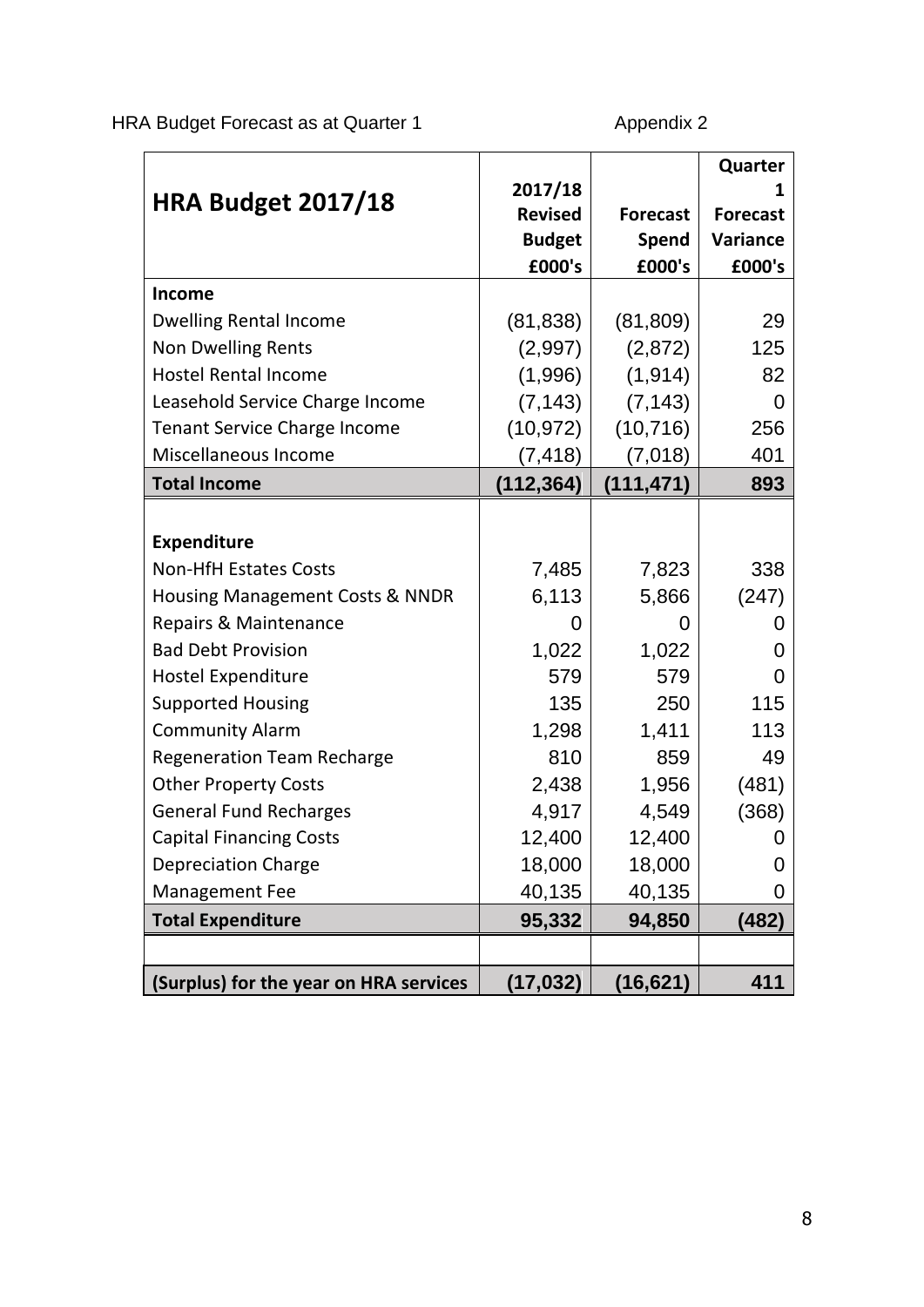HRA Budget Forecast as at Quarter 1 Appendix 2

| HRA Budget 2017/18 | 2017/18 Revised Budget £000's | Forecast Spend £000's | Quarter 1 Forecast Variance £000's |
|---|---|---|---|
| **Income** | | | |
| Dwelling Rental Income | (81,838) | (81,809) | 29 |
| Non Dwelling Rents | (2,997) | (2,872) | 125 |
| Hostel Rental Income | (1,996) | (1,914) | 82 |
| Leasehold Service Charge Income | (7,143) | (7,143) | 0 |
| Tenant Service Charge Income | (10,972) | (10,716) | 256 |
| Miscellaneous Income | (7,418) | (7,018) | 401 |
| **Total Income** | **(112,364)** | **(111,471)** | **893** |
| | | | |
| **Expenditure** | | | |
| Non-HfH Estates Costs | 7,485 | 7,823 | 338 |
| Housing Management Costs & NNDR | 6,113 | 5,866 | (247) |
| Repairs & Maintenance | 0 | 0 | 0 |
| Bad Debt Provision | 1,022 | 1,022 | 0 |
| Hostel Expenditure | 579 | 579 | 0 |
| Supported Housing | 135 | 250 | 115 |
| Community Alarm | 1,298 | 1,411 | 113 |
| Regeneration Team Recharge | 810 | 859 | 49 |
| Other Property Costs | 2,438 | 1,956 | (481) |
| General Fund Recharges | 4,917 | 4,549 | (368) |
| Capital Financing Costs | 12,400 | 12,400 | 0 |
| Depreciation Charge | 18,000 | 18,000 | 0 |
| Management Fee | 40,135 | 40,135 | 0 |
| **Total Expenditure** | **95,332** | **94,850** | **(482)** |
| | | | |
| **(Surplus) for the year on HRA services** | **(17,032)** | **(16,621)** | **411** |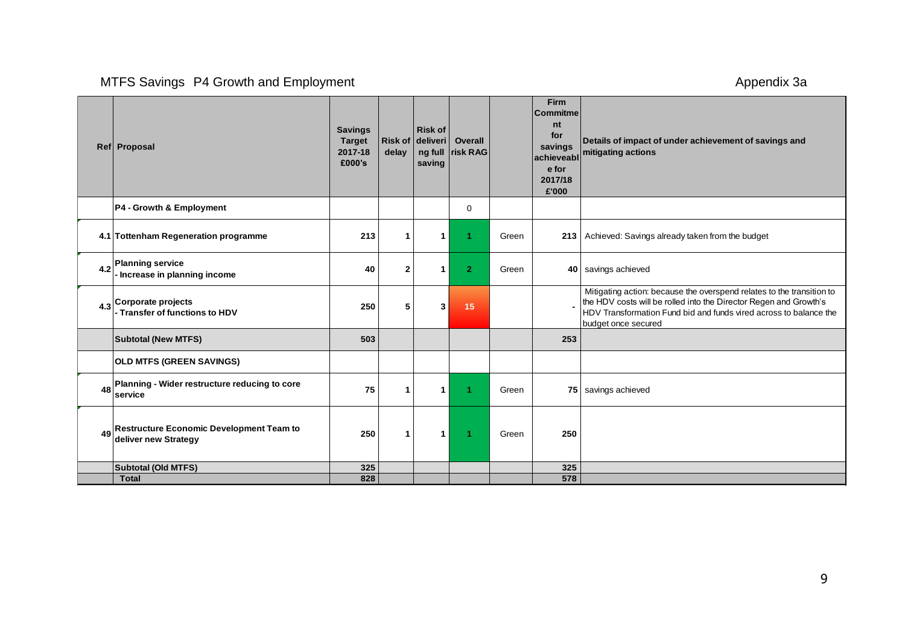MTFS Savings P4 Growth and Employment

Appendix 3a

| Ref | Proposal | Savings Target 2017-18 £000's | Risk of delay | Risk of delivering full saving | Overall risk RAG | | Firm Commitment for savings achieveable for 2017/18 £'000 | Details of impact of under achievement of savings and mitigating actions |
|---|---|---|---|---|---|---|---|---|
| | **P4 - Growth & Employment** | | | | 0 | | | |
| 4.1 | **Tottenham Regeneration programme** | 213 | 1 | 1 | 1 | Green | 213 | Achieved: Savings already taken from the budget |
| 4.2 | **Planning service - Increase in planning income** | 40 | 2 | 1 | 2 | Green | 40 | savings achieved |
| 4.3 | **Corporate projects - Transfer of functions to HDV** | 250 | 5 | 3 | 15 | | - | Mitigating action: because the overspend relates to the transition to the HDV costs will be rolled into the Director Regen and Growth's HDV Transformation Fund bid and funds vired across to balance the budget once secured |
| | **Subtotal (New MTFS)** | 503 | | | | | 253 | |
| | **OLD MTFS (GREEN SAVINGS)** | | | | | | | |
| 48 | **Planning - Wider restructure reducing to core service** | 75 | 1 | 1 | 1 | Green | 75 | savings achieved |
| 49 | **Restructure Economic Development Team to deliver new Strategy** | 250 | 1 | 1 | 1 | Green | 250 | |
| | **Subtotal (Old MTFS)** | 325 | | | | | 325 | |
| | **Total** | 828 | | | | | 578 | |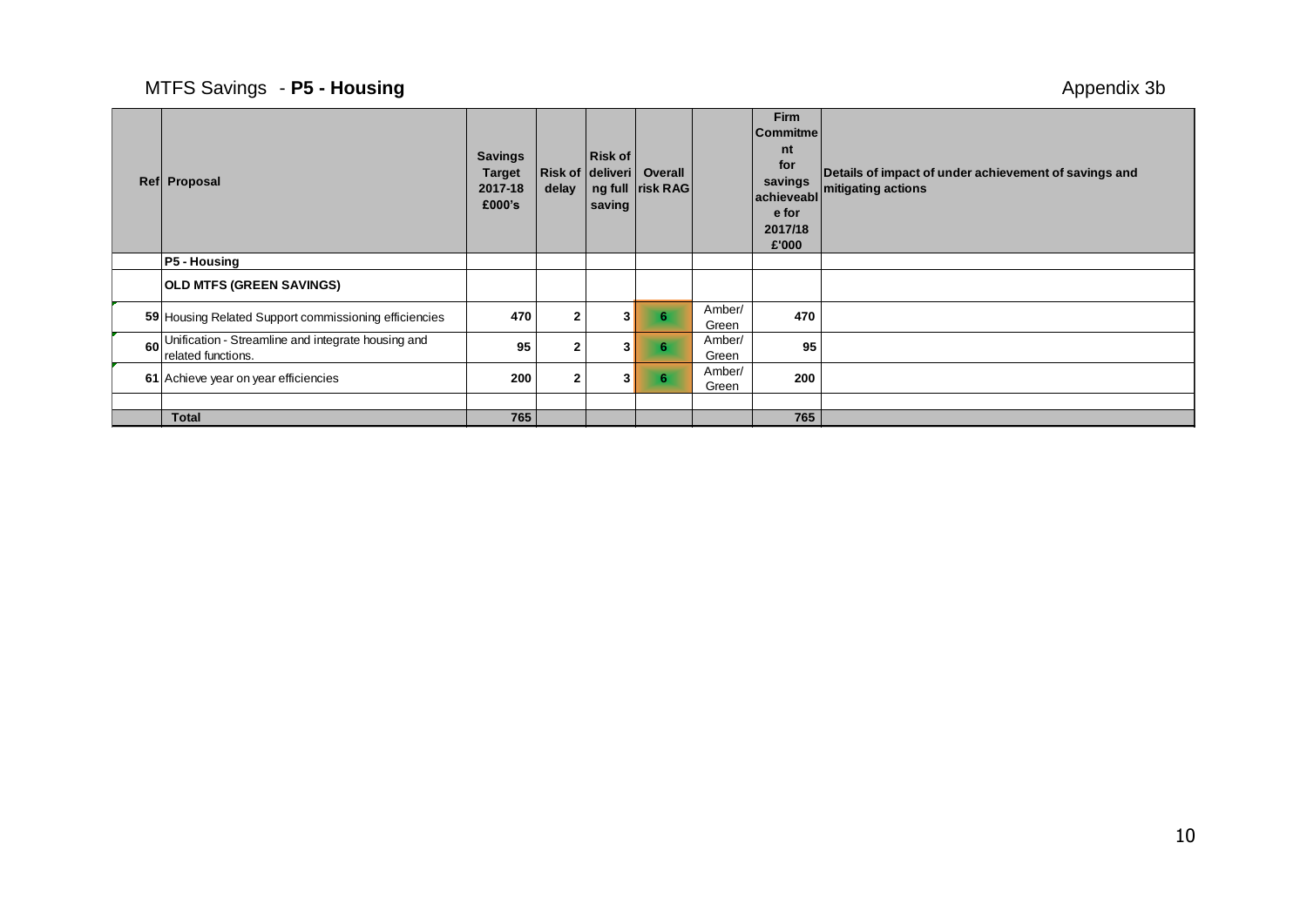# MTFS Savings - **P5 - Housing**

Appendix 3b

| Ref | Proposal | Savings Target 2017-18 £000's | Risk of delay | Risk of delivering full saving | Overall risk RAG | | Firm Commitment for savings achieveable for 2017/18 £'000 | Details of impact of under achievement of savings and mitigating actions |
|---|---|---|---|---|---|---|---|---|
| | **P5 - Housing** | | | | | | | |
| | **OLD MTFS (GREEN SAVINGS)** | | | | | | | |
| **59** | Housing Related Support commissioning efficiencies | **470** | **2** | **3** | **6** | Amber/ Green | **470** | |
| **60** | Unification - Streamline and integrate housing and related functions. | **95** | **2** | **3** | **6** | Amber/ Green | **95** | |
| **61** | Achieve year on year efficiencies | **200** | **2** | **3** | **6** | Amber/ Green | **200** | |
| | | | | | | | | |
| | **Total** | **765** | | | | | **765** | |